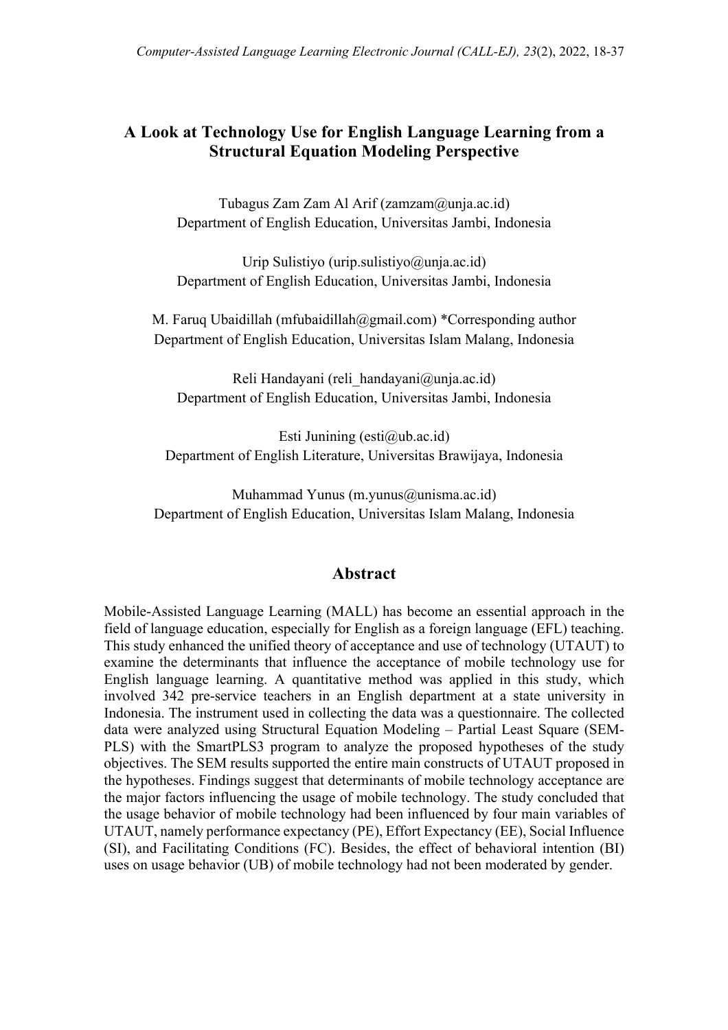# A Look at Technology Use for English Language Learning from a Structural Equation Modeling Perspective

Tubagus Zam Zam Al Arif (zamzam@unja.ac.id)
Department of English Education, Universitas Jambi, Indonesia

Urip Sulistiyo (urip.sulistiyo@unja.ac.id)
Department of English Education, Universitas Jambi, Indonesia

M. Faruq Ubaidillah (mfubaidillah@gmail.com) *Corresponding author
Department of English Education, Universitas Islam Malang, Indonesia

Reli Handayani (reli_handayani@unja.ac.id)
Department of English Education, Universitas Jambi, Indonesia

Esti Junining (esti@ub.ac.id)
Department of English Literature, Universitas Brawijaya, Indonesia

Muhammad Yunus (m.yunus@unisma.ac.id)
Department of English Education, Universitas Islam Malang, Indonesia

## Abstract

Mobile-Assisted Language Learning (MALL) has become an essential approach in the field of language education, especially for English as a foreign language (EFL) teaching. This study enhanced the unified theory of acceptance and use of technology (UTAUT) to examine the determinants that influence the acceptance of mobile technology use for English language learning. A quantitative method was applied in this study, which involved 342 pre-service teachers in an English department at a state university in Indonesia. The instrument used in collecting the data was a questionnaire. The collected data were analyzed using Structural Equation Modeling – Partial Least Square (SEM-PLS) with the SmartPLS3 program to analyze the proposed hypotheses of the study objectives. The SEM results supported the entire main constructs of UTAUT proposed in the hypotheses. Findings suggest that determinants of mobile technology acceptance are the major factors influencing the usage of mobile technology. The study concluded that the usage behavior of mobile technology had been influenced by four main variables of UTAUT, namely performance expectancy (PE), Effort Expectancy (EE), Social Influence (SI), and Facilitating Conditions (FC). Besides, the effect of behavioral intention (BI) uses on usage behavior (UB) of mobile technology had not been moderated by gender.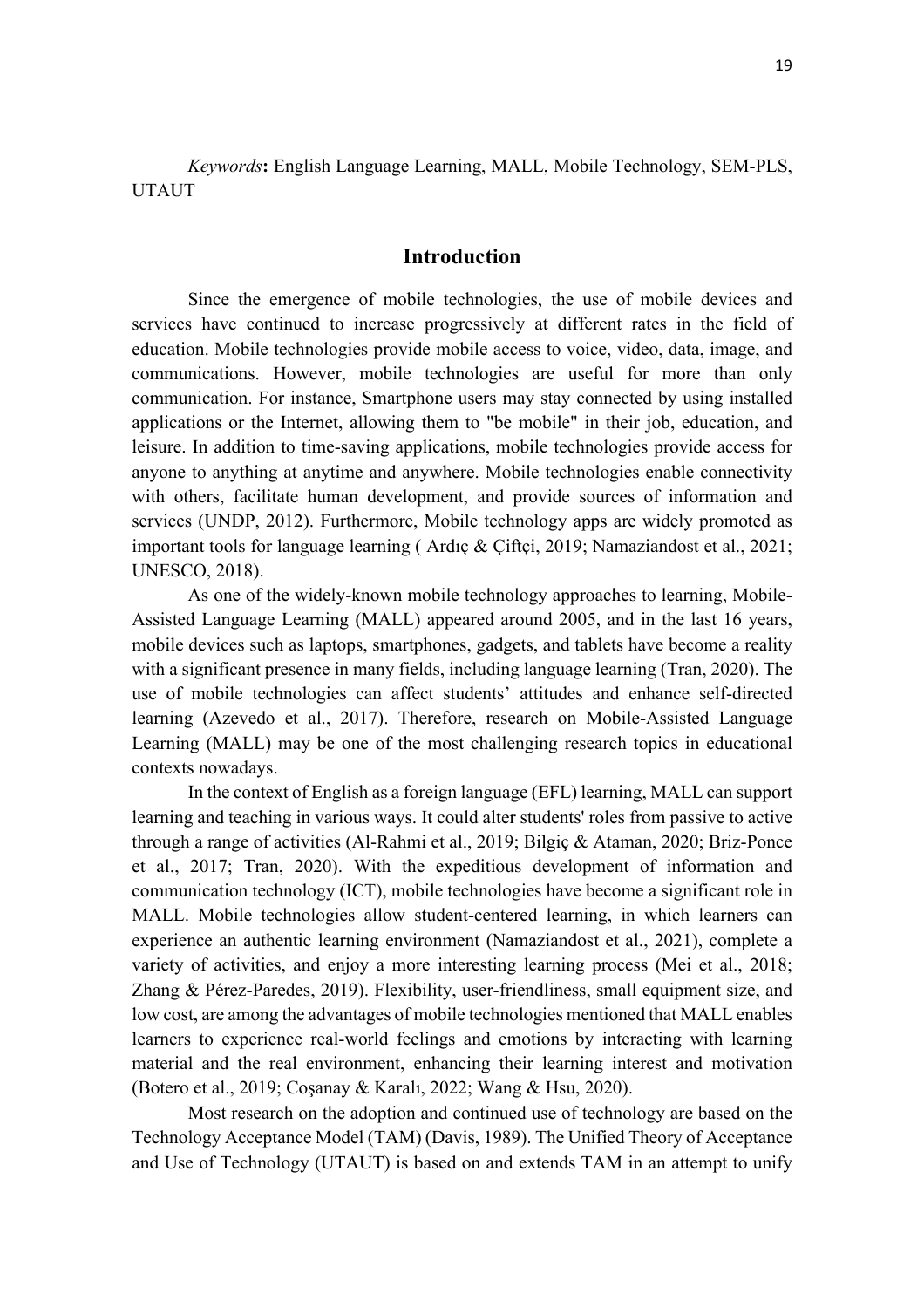*Keywords***:** English Language Learning, MALL, Mobile Technology, SEM-PLS, UTAUT

## Introduction

Since the emergence of mobile technologies, the use of mobile devices and services have continued to increase progressively at different rates in the field of education. Mobile technologies provide mobile access to voice, video, data, image, and communications. However, mobile technologies are useful for more than only communication. For instance, Smartphone users may stay connected by using installed applications or the Internet, allowing them to "be mobile" in their job, education, and leisure. In addition to time-saving applications, mobile technologies provide access for anyone to anything at anytime and anywhere. Mobile technologies enable connectivity with others, facilitate human development, and provide sources of information and services (UNDP, 2012). Furthermore, Mobile technology apps are widely promoted as important tools for language learning ( Ardıç & Çiftçi, 2019; Namaziandost et al., 2021; UNESCO, 2018).

As one of the widely-known mobile technology approaches to learning, Mobile-Assisted Language Learning (MALL) appeared around 2005, and in the last 16 years, mobile devices such as laptops, smartphones, gadgets, and tablets have become a reality with a significant presence in many fields, including language learning (Tran, 2020). The use of mobile technologies can affect students' attitudes and enhance self-directed learning (Azevedo et al., 2017). Therefore, research on Mobile-Assisted Language Learning (MALL) may be one of the most challenging research topics in educational contexts nowadays.

In the context of English as a foreign language (EFL) learning, MALL can support learning and teaching in various ways. It could alter students' roles from passive to active through a range of activities (Al-Rahmi et al., 2019; Bilgiç & Ataman, 2020; Briz-Ponce et al., 2017; Tran, 2020). With the expeditious development of information and communication technology (ICT), mobile technologies have become a significant role in MALL. Mobile technologies allow student-centered learning, in which learners can experience an authentic learning environment (Namaziandost et al., 2021), complete a variety of activities, and enjoy a more interesting learning process (Mei et al., 2018; Zhang & Pérez-Paredes, 2019). Flexibility, user-friendliness, small equipment size, and low cost, are among the advantages of mobile technologies mentioned that MALL enables learners to experience real-world feelings and emotions by interacting with learning material and the real environment, enhancing their learning interest and motivation (Botero et al., 2019; Coşanay & Karalı, 2022; Wang & Hsu, 2020).

Most research on the adoption and continued use of technology are based on the Technology Acceptance Model (TAM) (Davis, 1989). The Unified Theory of Acceptance and Use of Technology (UTAUT) is based on and extends TAM in an attempt to unify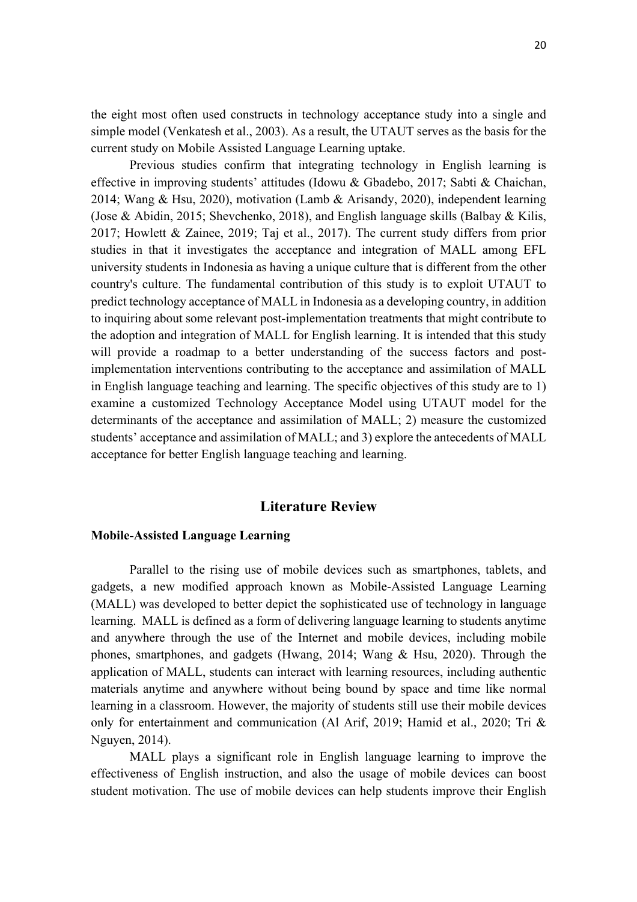the eight most often used constructs in technology acceptance study into a single and simple model (Venkatesh et al., 2003). As a result, the UTAUT serves as the basis for the current study on Mobile Assisted Language Learning uptake.

Previous studies confirm that integrating technology in English learning is effective in improving students' attitudes (Idowu & Gbadebo, 2017; Sabti & Chaichan, 2014; Wang & Hsu, 2020), motivation (Lamb & Arisandy, 2020), independent learning (Jose & Abidin, 2015; Shevchenko, 2018), and English language skills (Balbay & Kilis, 2017; Howlett & Zainee, 2019; Taj et al., 2017). The current study differs from prior studies in that it investigates the acceptance and integration of MALL among EFL university students in Indonesia as having a unique culture that is different from the other country's culture. The fundamental contribution of this study is to exploit UTAUT to predict technology acceptance of MALL in Indonesia as a developing country, in addition to inquiring about some relevant post-implementation treatments that might contribute to the adoption and integration of MALL for English learning. It is intended that this study will provide a roadmap to a better understanding of the success factors and post-implementation interventions contributing to the acceptance and assimilation of MALL in English language teaching and learning. The specific objectives of this study are to 1) examine a customized Technology Acceptance Model using UTAUT model for the determinants of the acceptance and assimilation of MALL; 2) measure the customized students' acceptance and assimilation of MALL; and 3) explore the antecedents of MALL acceptance for better English language teaching and learning.

## Literature Review

### Mobile-Assisted Language Learning

Parallel to the rising use of mobile devices such as smartphones, tablets, and gadgets, a new modified approach known as Mobile-Assisted Language Learning (MALL) was developed to better depict the sophisticated use of technology in language learning. MALL is defined as a form of delivering language learning to students anytime and anywhere through the use of the Internet and mobile devices, including mobile phones, smartphones, and gadgets (Hwang, 2014; Wang & Hsu, 2020). Through the application of MALL, students can interact with learning resources, including authentic materials anytime and anywhere without being bound by space and time like normal learning in a classroom. However, the majority of students still use their mobile devices only for entertainment and communication (Al Arif, 2019; Hamid et al., 2020; Tri & Nguyen, 2014).

MALL plays a significant role in English language learning to improve the effectiveness of English instruction, and also the usage of mobile devices can boost student motivation. The use of mobile devices can help students improve their English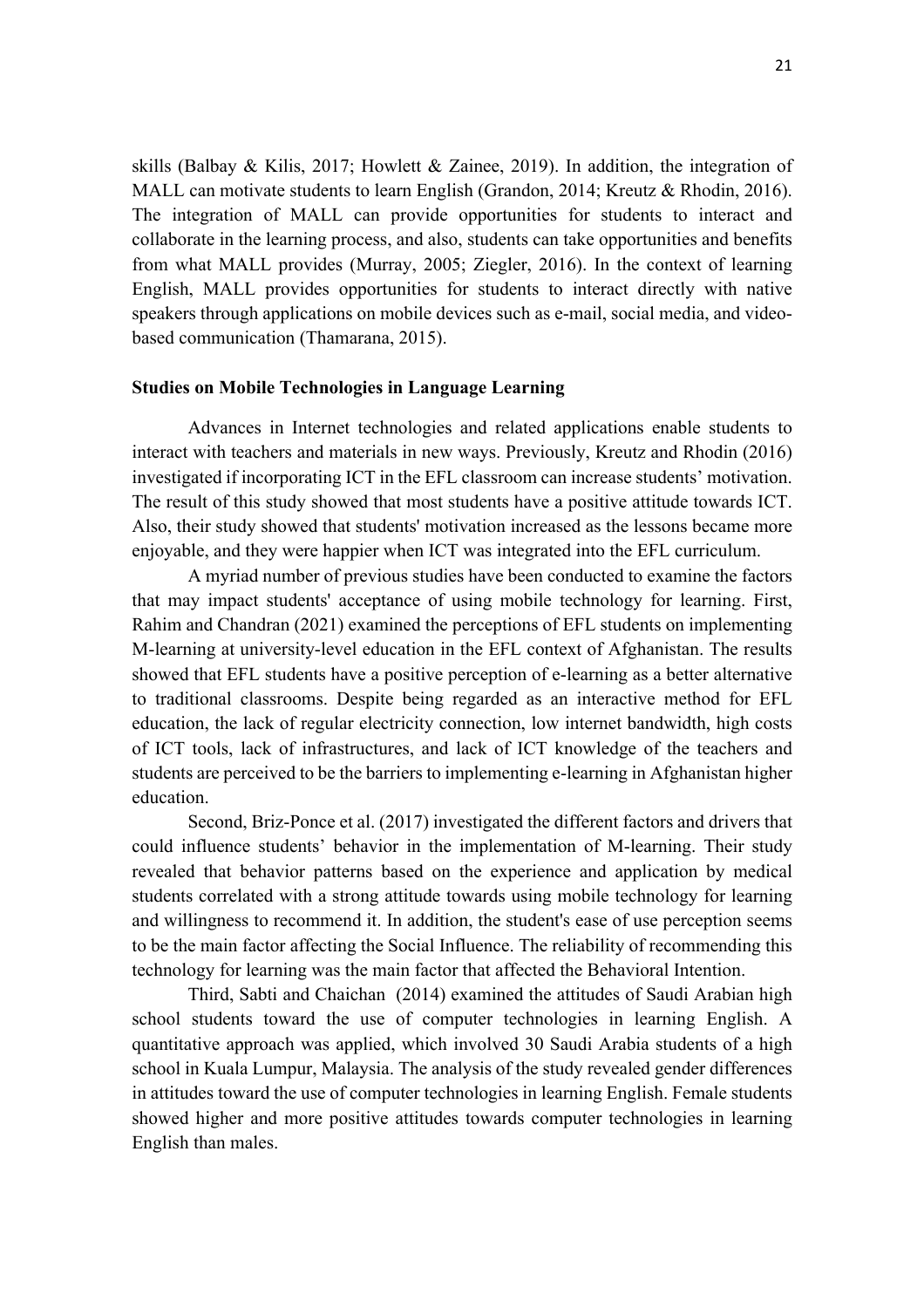skills (Balbay & Kilis, 2017; Howlett & Zainee, 2019). In addition, the integration of MALL can motivate students to learn English (Grandon, 2014; Kreutz & Rhodin, 2016). The integration of MALL can provide opportunities for students to interact and collaborate in the learning process, and also, students can take opportunities and benefits from what MALL provides (Murray, 2005; Ziegler, 2016). In the context of learning English, MALL provides opportunities for students to interact directly with native speakers through applications on mobile devices such as e-mail, social media, and video-based communication (Thamarana, 2015).

**Studies on Mobile Technologies in Language Learning**

Advances in Internet technologies and related applications enable students to interact with teachers and materials in new ways. Previously, Kreutz and Rhodin (2016) investigated if incorporating ICT in the EFL classroom can increase students' motivation. The result of this study showed that most students have a positive attitude towards ICT. Also, their study showed that students' motivation increased as the lessons became more enjoyable, and they were happier when ICT was integrated into the EFL curriculum.

A myriad number of previous studies have been conducted to examine the factors that may impact students' acceptance of using mobile technology for learning. First, Rahim and Chandran (2021) examined the perceptions of EFL students on implementing M-learning at university-level education in the EFL context of Afghanistan. The results showed that EFL students have a positive perception of e-learning as a better alternative to traditional classrooms. Despite being regarded as an interactive method for EFL education, the lack of regular electricity connection, low internet bandwidth, high costs of ICT tools, lack of infrastructures, and lack of ICT knowledge of the teachers and students are perceived to be the barriers to implementing e-learning in Afghanistan higher education.

Second, Briz-Ponce et al. (2017) investigated the different factors and drivers that could influence students' behavior in the implementation of M-learning. Their study revealed that behavior patterns based on the experience and application by medical students correlated with a strong attitude towards using mobile technology for learning and willingness to recommend it. In addition, the student's ease of use perception seems to be the main factor affecting the Social Influence. The reliability of recommending this technology for learning was the main factor that affected the Behavioral Intention.

Third, Sabti and Chaichan (2014) examined the attitudes of Saudi Arabian high school students toward the use of computer technologies in learning English. A quantitative approach was applied, which involved 30 Saudi Arabia students of a high school in Kuala Lumpur, Malaysia. The analysis of the study revealed gender differences in attitudes toward the use of computer technologies in learning English. Female students showed higher and more positive attitudes towards computer technologies in learning English than males.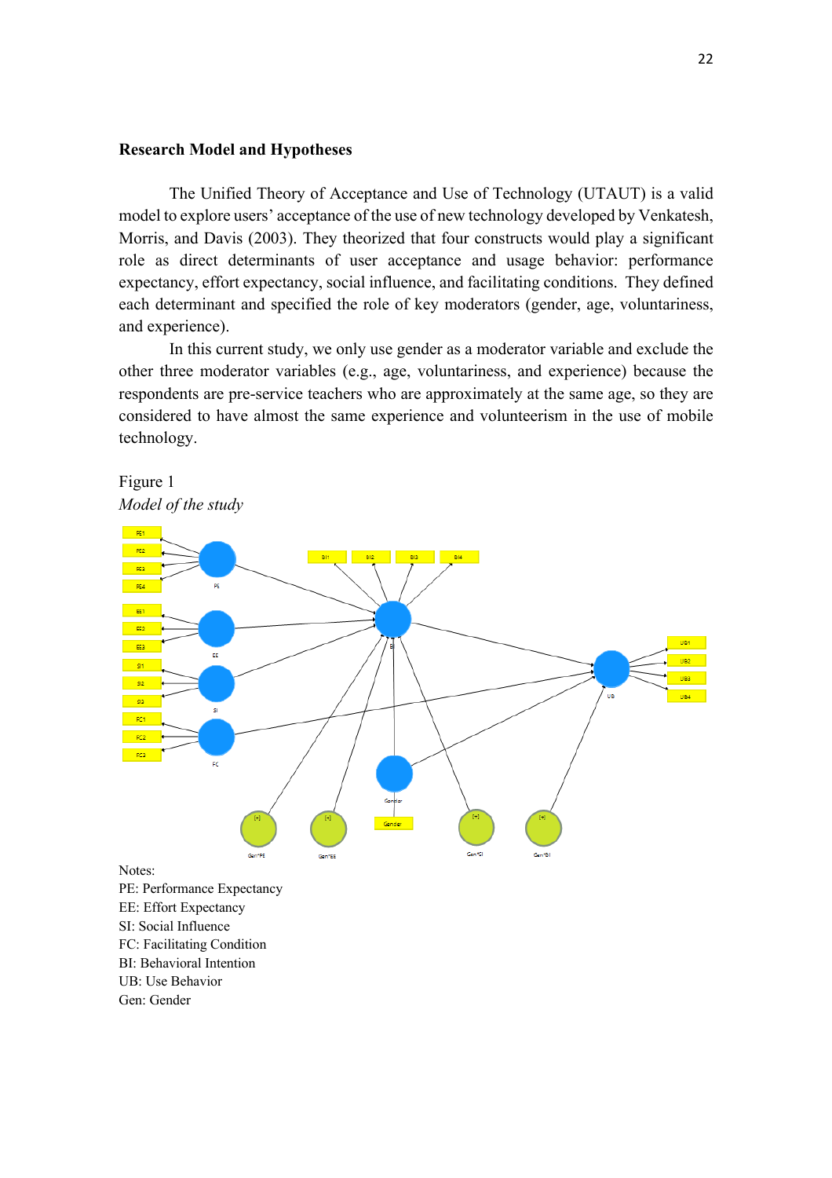## Research Model and Hypotheses

The Unified Theory of Acceptance and Use of Technology (UTAUT) is a valid model to explore users' acceptance of the use of new technology developed by Venkatesh, Morris, and Davis (2003). They theorized that four constructs would play a significant role as direct determinants of user acceptance and usage behavior: performance expectancy, effort expectancy, social influence, and facilitating conditions. They defined each determinant and specified the role of key moderators (gender, age, voluntariness, and experience).

In this current study, we only use gender as a moderator variable and exclude the other three moderator variables (e.g., age, voluntariness, and experience) because the respondents are pre-service teachers who are approximately at the same age, so they are considered to have almost the same experience and volunteerism in the use of mobile technology.

Figure 1
*Model of the study*

Notes:
PE: Performance Expectancy
EE: Effort Expectancy
SI: Social Influence
FC: Facilitating Condition
BI: Behavioral Intention
UB: Use Behavior
Gen: Gender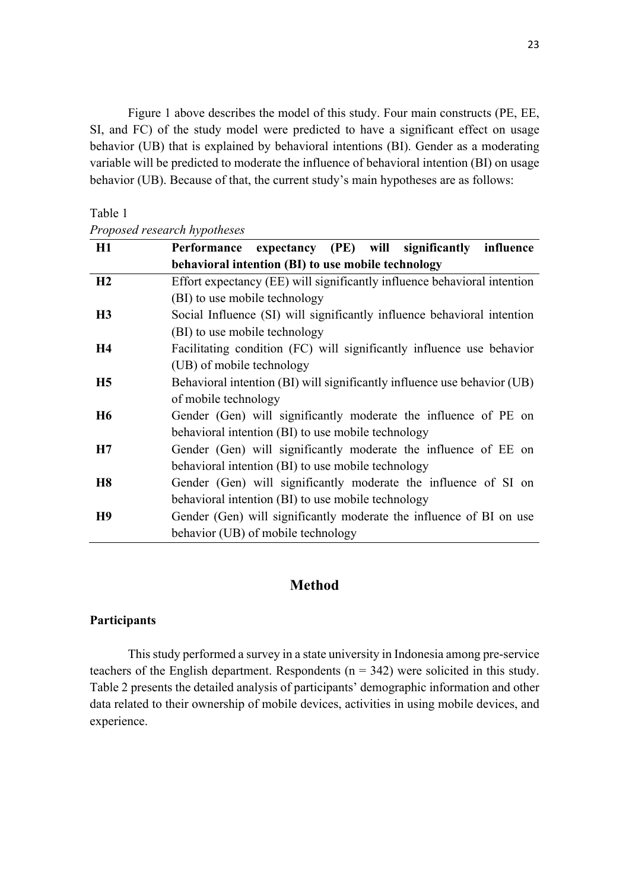Figure 1 above describes the model of this study. Four main constructs (PE, EE, SI, and FC) of the study model were predicted to have a significant effect on usage behavior (UB) that is explained by behavioral intentions (BI). Gender as a moderating variable will be predicted to moderate the influence of behavioral intention (BI) on usage behavior (UB). Because of that, the current study's main hypotheses are as follows:

Table 1

*Proposed research hypotheses*

| **H1** | **Performance expectancy (PE) will significantly influence behavioral intention (BI) to use mobile technology** |
|---|---|
| **H2** | Effort expectancy (EE) will significantly influence behavioral intention (BI) to use mobile technology |
| **H3** | Social Influence (SI) will significantly influence behavioral intention (BI) to use mobile technology |
| **H4** | Facilitating condition (FC) will significantly influence use behavior (UB) of mobile technology |
| **H5** | Behavioral intention (BI) will significantly influence use behavior (UB) of mobile technology |
| **H6** | Gender (Gen) will significantly moderate the influence of PE on behavioral intention (BI) to use mobile technology |
| **H7** | Gender (Gen) will significantly moderate the influence of EE on behavioral intention (BI) to use mobile technology |
| **H8** | Gender (Gen) will significantly moderate the influence of SI on behavioral intention (BI) to use mobile technology |
| **H9** | Gender (Gen) will significantly moderate the influence of BI on use behavior (UB) of mobile technology |

# Method

## Participants

This study performed a survey in a state university in Indonesia among pre-service teachers of the English department. Respondents ($n = 342$) were solicited in this study. Table 2 presents the detailed analysis of participants' demographic information and other data related to their ownership of mobile devices, activities in using mobile devices, and experience.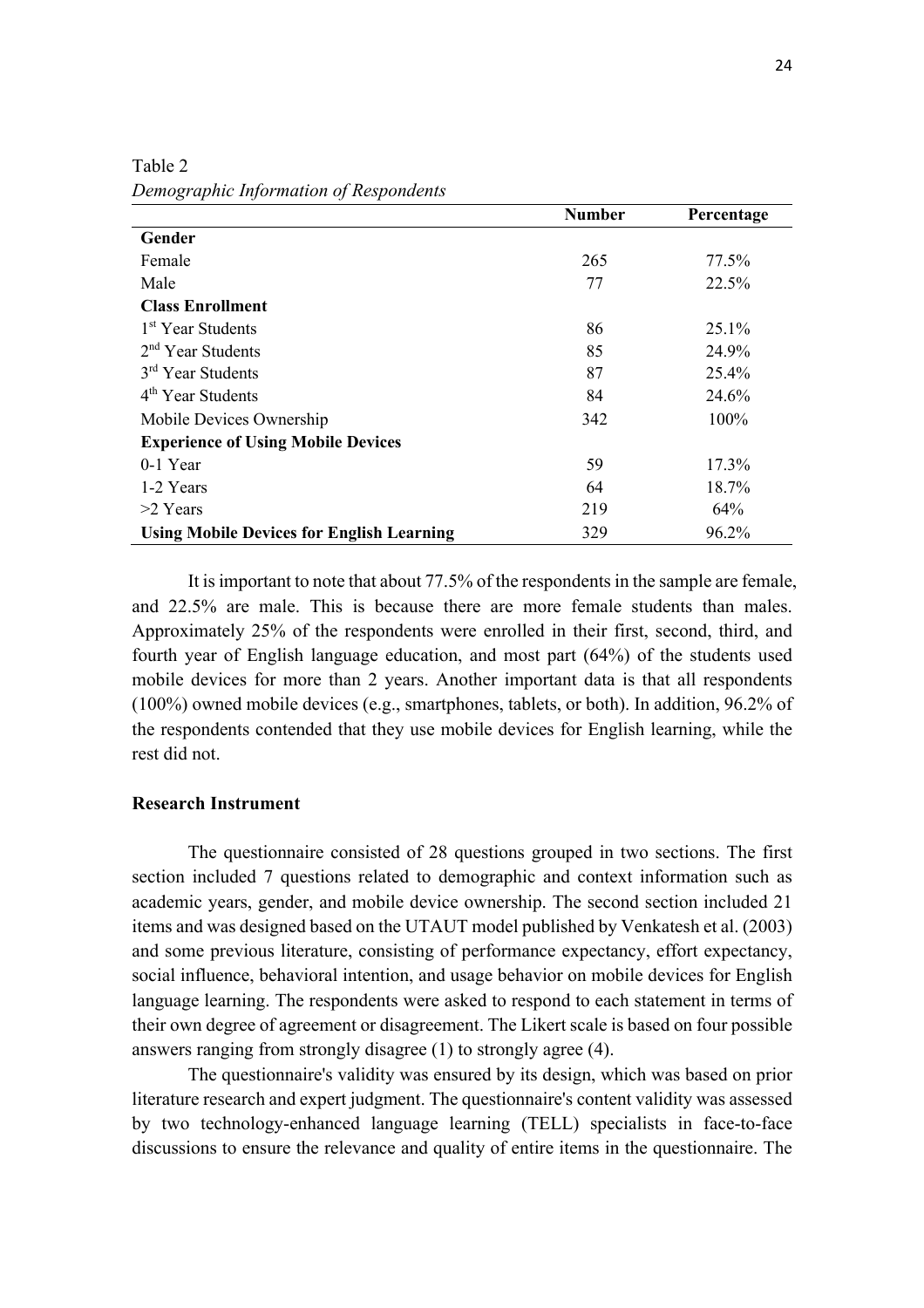Table 2

*Demographic Information of Respondents*

| | Number | Percentage |
|---|---|---|
| **Gender** | | |
| Female | 265 | 77.5% |
| Male | 77 | 22.5% |
| **Class Enrollment** | | |
| 1st Year Students | 86 | 25.1% |
| 2nd Year Students | 85 | 24.9% |
| 3rd Year Students | 87 | 25.4% |
| 4th Year Students | 84 | 24.6% |
| Mobile Devices Ownership | 342 | 100% |
| **Experience of Using Mobile Devices** | | |
| 0-1 Year | 59 | 17.3% |
| 1-2 Years | 64 | 18.7% |
| >2 Years | 219 | 64% |
| **Using Mobile Devices for English Learning** | 329 | 96.2% |

It is important to note that about 77.5% of the respondents in the sample are female, and 22.5% are male. This is because there are more female students than males. Approximately 25% of the respondents were enrolled in their first, second, third, and fourth year of English language education, and most part (64%) of the students used mobile devices for more than 2 years. Another important data is that all respondents (100%) owned mobile devices (e.g., smartphones, tablets, or both). In addition, 96.2% of the respondents contended that they use mobile devices for English learning, while the rest did not.

### Research Instrument

The questionnaire consisted of 28 questions grouped in two sections. The first section included 7 questions related to demographic and context information such as academic years, gender, and mobile device ownership. The second section included 21 items and was designed based on the UTAUT model published by Venkatesh et al. (2003) and some previous literature, consisting of performance expectancy, effort expectancy, social influence, behavioral intention, and usage behavior on mobile devices for English language learning. The respondents were asked to respond to each statement in terms of their own degree of agreement or disagreement. The Likert scale is based on four possible answers ranging from strongly disagree (1) to strongly agree (4).

The questionnaire's validity was ensured by its design, which was based on prior literature research and expert judgment. The questionnaire's content validity was assessed by two technology-enhanced language learning (TELL) specialists in face-to-face discussions to ensure the relevance and quality of entire items in the questionnaire. The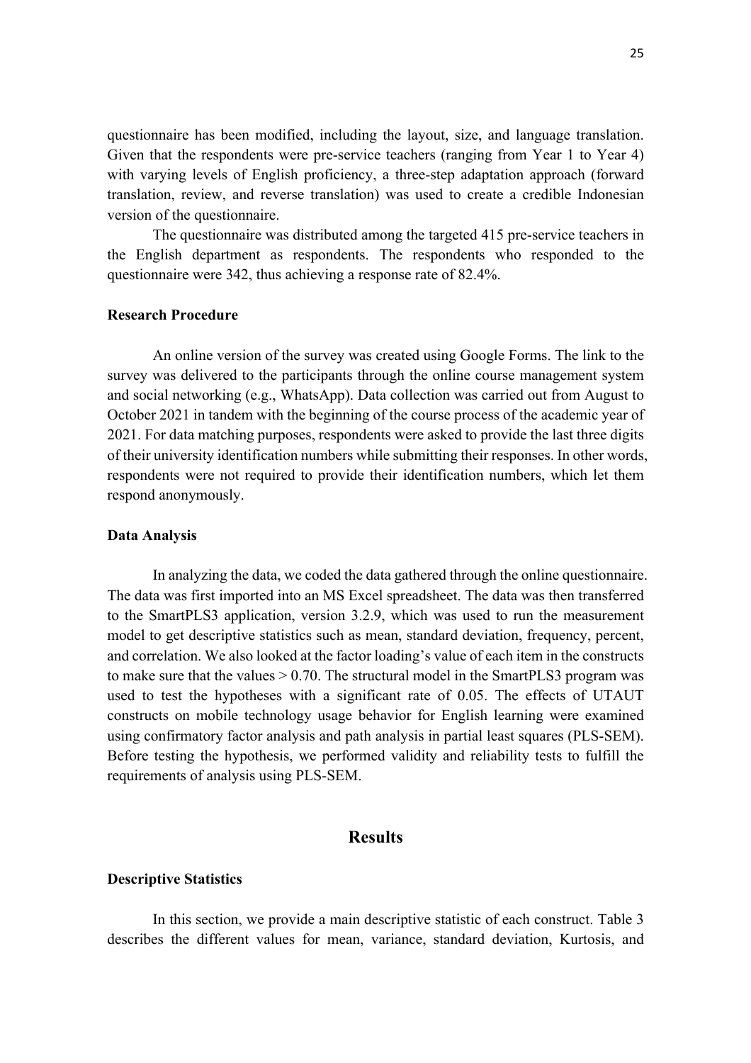questionnaire has been modified, including the layout, size, and language translation. Given that the respondents were pre-service teachers (ranging from Year 1 to Year 4) with varying levels of English proficiency, a three-step adaptation approach (forward translation, review, and reverse translation) was used to create a credible Indonesian version of the questionnaire.

The questionnaire was distributed among the targeted 415 pre-service teachers in the English department as respondents. The respondents who responded to the questionnaire were 342, thus achieving a response rate of 82.4%.

### Research Procedure

An online version of the survey was created using Google Forms. The link to the survey was delivered to the participants through the online course management system and social networking (e.g., WhatsApp). Data collection was carried out from August to October 2021 in tandem with the beginning of the course process of the academic year of 2021. For data matching purposes, respondents were asked to provide the last three digits of their university identification numbers while submitting their responses. In other words, respondents were not required to provide their identification numbers, which let them respond anonymously.

### Data Analysis

In analyzing the data, we coded the data gathered through the online questionnaire. The data was first imported into an MS Excel spreadsheet. The data was then transferred to the SmartPLS3 application, version 3.2.9, which was used to run the measurement model to get descriptive statistics such as mean, standard deviation, frequency, percent, and correlation. We also looked at the factor loading's value of each item in the constructs to make sure that the values > 0.70. The structural model in the SmartPLS3 program was used to test the hypotheses with a significant rate of 0.05. The effects of UTAUT constructs on mobile technology usage behavior for English learning were examined using confirmatory factor analysis and path analysis in partial least squares (PLS-SEM). Before testing the hypothesis, we performed validity and reliability tests to fulfill the requirements of analysis using PLS-SEM.

## Results

### Descriptive Statistics

In this section, we provide a main descriptive statistic of each construct. Table 3 describes the different values for mean, variance, standard deviation, Kurtosis, and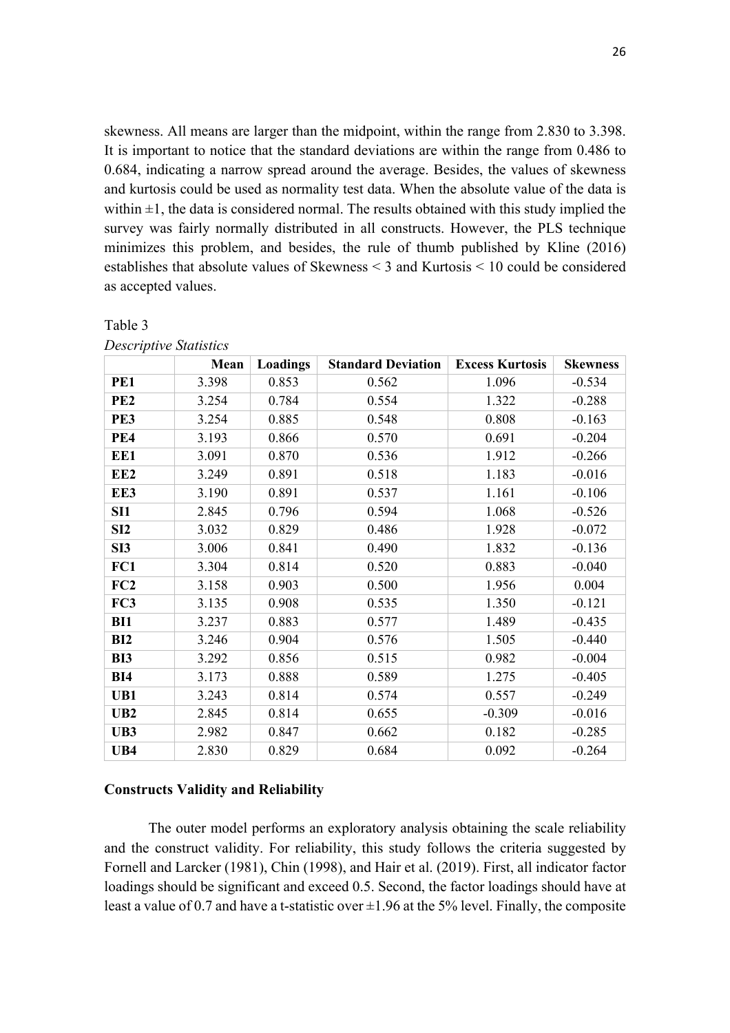skewness. All means are larger than the midpoint, within the range from 2.830 to 3.398. It is important to notice that the standard deviations are within the range from 0.486 to 0.684, indicating a narrow spread around the average. Besides, the values of skewness and kurtosis could be used as normality test data. When the absolute value of the data is within ±1, the data is considered normal. The results obtained with this study implied the survey was fairly normally distributed in all constructs. However, the PLS technique minimizes this problem, and besides, the rule of thumb published by Kline (2016) establishes that absolute values of Skewness < 3 and Kurtosis < 10 could be considered as accepted values.

Table 3

*Descriptive Statistics*

| | Mean | Loadings | Standard Deviation | Excess Kurtosis | Skewness |
|---|---|---|---|---|---|
| **PE1** | 3.398 | 0.853 | 0.562 | 1.096 | -0.534 |
| **PE2** | 3.254 | 0.784 | 0.554 | 1.322 | -0.288 |
| **PE3** | 3.254 | 0.885 | 0.548 | 0.808 | -0.163 |
| **PE4** | 3.193 | 0.866 | 0.570 | 0.691 | -0.204 |
| **EE1** | 3.091 | 0.870 | 0.536 | 1.912 | -0.266 |
| **EE2** | 3.249 | 0.891 | 0.518 | 1.183 | -0.016 |
| **EE3** | 3.190 | 0.891 | 0.537 | 1.161 | -0.106 |
| **SI1** | 2.845 | 0.796 | 0.594 | 1.068 | -0.526 |
| **SI2** | 3.032 | 0.829 | 0.486 | 1.928 | -0.072 |
| **SI3** | 3.006 | 0.841 | 0.490 | 1.832 | -0.136 |
| **FC1** | 3.304 | 0.814 | 0.520 | 0.883 | -0.040 |
| **FC2** | 3.158 | 0.903 | 0.500 | 1.956 | 0.004 |
| **FC3** | 3.135 | 0.908 | 0.535 | 1.350 | -0.121 |
| **BI1** | 3.237 | 0.883 | 0.577 | 1.489 | -0.435 |
| **BI2** | 3.246 | 0.904 | 0.576 | 1.505 | -0.440 |
| **BI3** | 3.292 | 0.856 | 0.515 | 0.982 | -0.004 |
| **BI4** | 3.173 | 0.888 | 0.589 | 1.275 | -0.405 |
| **UB1** | 3.243 | 0.814 | 0.574 | 0.557 | -0.249 |
| **UB2** | 2.845 | 0.814 | 0.655 | -0.309 | -0.016 |
| **UB3** | 2.982 | 0.847 | 0.662 | 0.182 | -0.285 |
| **UB4** | 2.830 | 0.829 | 0.684 | 0.092 | -0.264 |

**Constructs Validity and Reliability**

The outer model performs an exploratory analysis obtaining the scale reliability and the construct validity. For reliability, this study follows the criteria suggested by Fornell and Larcker (1981), Chin (1998), and Hair et al. (2019). First, all indicator factor loadings should be significant and exceed 0.5. Second, the factor loadings should have at least a value of 0.7 and have a t-statistic over ±1.96 at the 5% level. Finally, the composite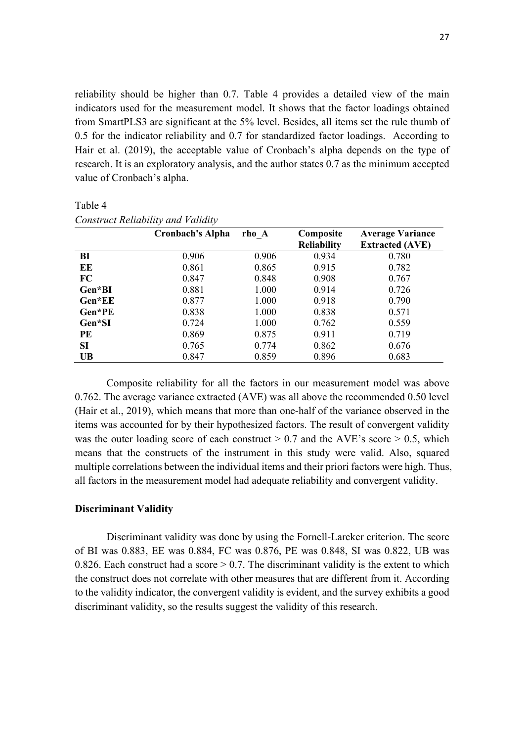reliability should be higher than 0.7. Table 4 provides a detailed view of the main indicators used for the measurement model. It shows that the factor loadings obtained from SmartPLS3 are significant at the 5% level. Besides, all items set the rule thumb of 0.5 for the indicator reliability and 0.7 for standardized factor loadings. According to Hair et al. (2019), the acceptable value of Cronbach's alpha depends on the type of research. It is an exploratory analysis, and the author states 0.7 as the minimum accepted value of Cronbach's alpha.

Table 4

*Construct Reliability and Validity*

| | Cronbach's Alpha | rho_A | Composite Reliability | Average Variance Extracted (AVE) |
|---|---|---|---|---|
| **BI** | 0.906 | 0.906 | 0.934 | 0.780 |
| **EE** | 0.861 | 0.865 | 0.915 | 0.782 |
| **FC** | 0.847 | 0.848 | 0.908 | 0.767 |
| **Gen*BI** | 0.881 | 1.000 | 0.914 | 0.726 |
| **Gen*EE** | 0.877 | 1.000 | 0.918 | 0.790 |
| **Gen*PE** | 0.838 | 1.000 | 0.838 | 0.571 |
| **Gen*SI** | 0.724 | 1.000 | 0.762 | 0.559 |
| **PE** | 0.869 | 0.875 | 0.911 | 0.719 |
| **SI** | 0.765 | 0.774 | 0.862 | 0.676 |
| **UB** | 0.847 | 0.859 | 0.896 | 0.683 |

Composite reliability for all the factors in our measurement model was above 0.762. The average variance extracted (AVE) was all above the recommended 0.50 level (Hair et al., 2019), which means that more than one-half of the variance observed in the items was accounted for by their hypothesized factors. The result of convergent validity was the outer loading score of each construct > 0.7 and the AVE's score > 0.5, which means that the constructs of the instrument in this study were valid. Also, squared multiple correlations between the individual items and their priori factors were high. Thus, all factors in the measurement model had adequate reliability and convergent validity.

**Discriminant Validity**

Discriminant validity was done by using the Fornell-Larcker criterion. The score of BI was 0.883, EE was 0.884, FC was 0.876, PE was 0.848, SI was 0.822, UB was 0.826. Each construct had a score > 0.7. The discriminant validity is the extent to which the construct does not correlate with other measures that are different from it. According to the validity indicator, the convergent validity is evident, and the survey exhibits a good discriminant validity, so the results suggest the validity of this research.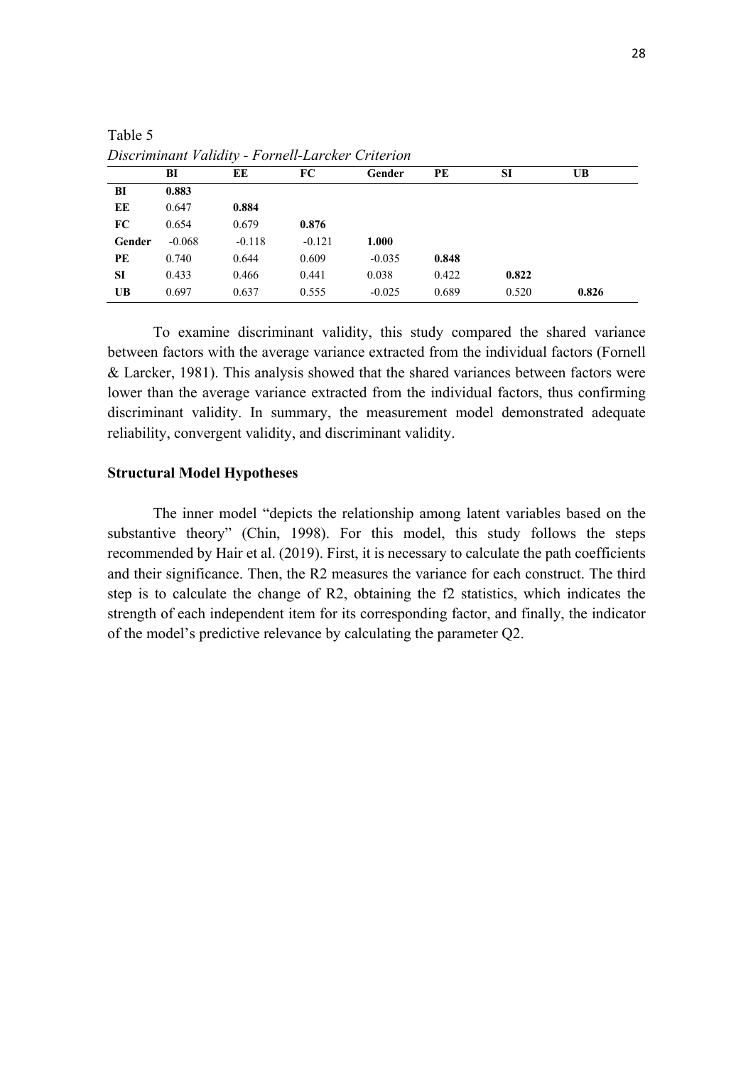Table 5

*Discriminant Validity - Fornell-Larcker Criterion*

| | BI | EE | FC | Gender | PE | SI | UB |
|---|---|---|---|---|---|---|---|
| **BI** | **0.883** | | | | | | |
| **EE** | 0.647 | **0.884** | | | | | |
| **FC** | 0.654 | 0.679 | **0.876** | | | | |
| **Gender** | -0.068 | -0.118 | -0.121 | **1.000** | | | |
| **PE** | 0.740 | 0.644 | 0.609 | -0.035 | **0.848** | | |
| **SI** | 0.433 | 0.466 | 0.441 | 0.038 | 0.422 | **0.822** | |
| **UB** | 0.697 | 0.637 | 0.555 | -0.025 | 0.689 | 0.520 | **0.826** |

To examine discriminant validity, this study compared the shared variance between factors with the average variance extracted from the individual factors (Fornell & Larcker, 1981). This analysis showed that the shared variances between factors were lower than the average variance extracted from the individual factors, thus confirming discriminant validity. In summary, the measurement model demonstrated adequate reliability, convergent validity, and discriminant validity.

**Structural Model Hypotheses**

The inner model "depicts the relationship among latent variables based on the substantive theory" (Chin, 1998). For this model, this study follows the steps recommended by Hair et al. (2019). First, it is necessary to calculate the path coefficients and their significance. Then, the R2 measures the variance for each construct. The third step is to calculate the change of R2, obtaining the f2 statistics, which indicates the strength of each independent item for its corresponding factor, and finally, the indicator of the model's predictive relevance by calculating the parameter Q2.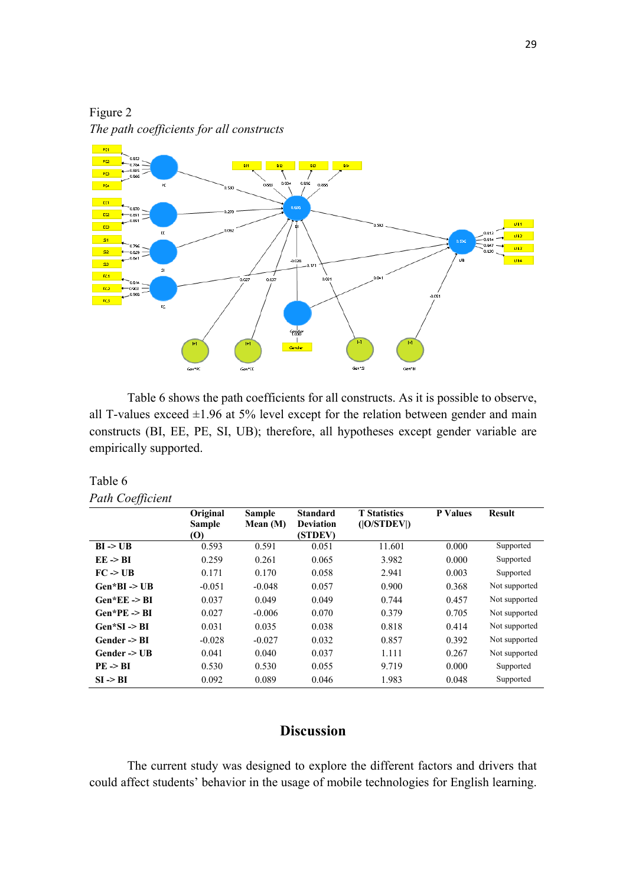Figure 2

*The path coefficients for all constructs*

Table 6 shows the path coefficients for all constructs. As it is possible to observe, all T-values exceed ±1.96 at 5% level except for the relation between gender and main constructs (BI, EE, PE, SI, UB); therefore, all hypotheses except gender variable are empirically supported.

Table 6

*Path Coefficient*

| | Original Sample (O) | Sample Mean (M) | Standard Deviation (STDEV) | T Statistics (\|O/STDEV\|) | P Values | Result |
|---|---|---|---|---|---|---|
| **BI -> UB** | 0.593 | 0.591 | 0.051 | 11.601 | 0.000 | Supported |
| **EE -> BI** | 0.259 | 0.261 | 0.065 | 3.982 | 0.000 | Supported |
| **FC -> UB** | 0.171 | 0.170 | 0.058 | 2.941 | 0.003 | Supported |
| **Gen*BI -> UB** | -0.051 | -0.048 | 0.057 | 0.900 | 0.368 | Not supported |
| **Gen*EE -> BI** | 0.037 | 0.049 | 0.049 | 0.744 | 0.457 | Not supported |
| **Gen*PE -> BI** | 0.027 | -0.006 | 0.070 | 0.379 | 0.705 | Not supported |
| **Gen*SI -> BI** | 0.031 | 0.035 | 0.038 | 0.818 | 0.414 | Not supported |
| **Gender -> BI** | -0.028 | -0.027 | 0.032 | 0.857 | 0.392 | Not supported |
| **Gender -> UB** | 0.041 | 0.040 | 0.037 | 1.111 | 0.267 | Not supported |
| **PE -> BI** | 0.530 | 0.530 | 0.055 | 9.719 | 0.000 | Supported |
| **SI -> BI** | 0.092 | 0.089 | 0.046 | 1.983 | 0.048 | Supported |

## Discussion

The current study was designed to explore the different factors and drivers that could affect students' behavior in the usage of mobile technologies for English learning.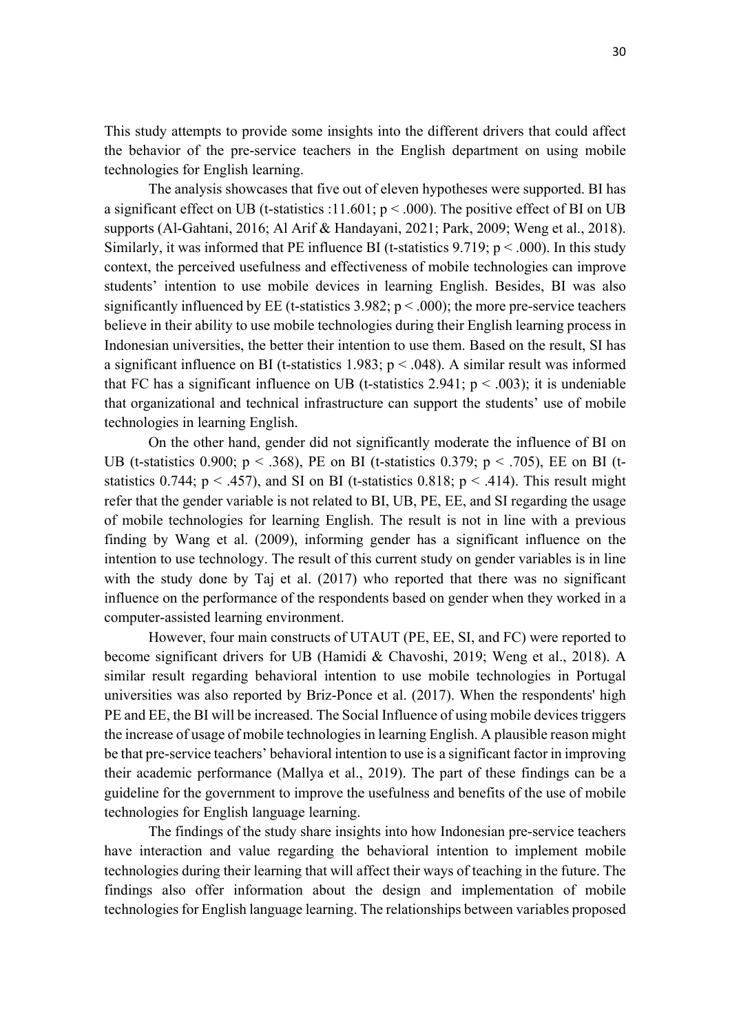This study attempts to provide some insights into the different drivers that could affect the behavior of the pre-service teachers in the English department on using mobile technologies for English learning.

The analysis showcases that five out of eleven hypotheses were supported. BI has a significant effect on UB (t-statistics :11.601; $p < .000$). The positive effect of BI on UB supports (Al-Gahtani, 2016; Al Arif & Handayani, 2021; Park, 2009; Weng et al., 2018). Similarly, it was informed that PE influence BI (t-statistics 9.719; $p < .000$). In this study context, the perceived usefulness and effectiveness of mobile technologies can improve students' intention to use mobile devices in learning English. Besides, BI was also significantly influenced by EE (t-statistics 3.982; $p < .000$); the more pre-service teachers believe in their ability to use mobile technologies during their English learning process in Indonesian universities, the better their intention to use them. Based on the result, SI has a significant influence on BI (t-statistics 1.983; $p < .048$). A similar result was informed that FC has a significant influence on UB (t-statistics 2.941; $p < .003$); it is undeniable that organizational and technical infrastructure can support the students' use of mobile technologies in learning English.

On the other hand, gender did not significantly moderate the influence of BI on UB (t-statistics 0.900; $p < .368$), PE on BI (t-statistics 0.379; $p < .705$), EE on BI (t-statistics 0.744; $p < .457$), and SI on BI (t-statistics 0.818; $p < .414$). This result might refer that the gender variable is not related to BI, UB, PE, EE, and SI regarding the usage of mobile technologies for learning English. The result is not in line with a previous finding by Wang et al. (2009), informing gender has a significant influence on the intention to use technology. The result of this current study on gender variables is in line with the study done by Taj et al. (2017) who reported that there was no significant influence on the performance of the respondents based on gender when they worked in a computer-assisted learning environment.

However, four main constructs of UTAUT (PE, EE, SI, and FC) were reported to become significant drivers for UB (Hamidi & Chavoshi, 2019; Weng et al., 2018). A similar result regarding behavioral intention to use mobile technologies in Portugal universities was also reported by Briz-Ponce et al. (2017). When the respondents' high PE and EE, the BI will be increased. The Social Influence of using mobile devices triggers the increase of usage of mobile technologies in learning English. A plausible reason might be that pre-service teachers' behavioral intention to use is a significant factor in improving their academic performance (Mallya et al., 2019). The part of these findings can be a guideline for the government to improve the usefulness and benefits of the use of mobile technologies for English language learning.

The findings of the study share insights into how Indonesian pre-service teachers have interaction and value regarding the behavioral intention to implement mobile technologies during their learning that will affect their ways of teaching in the future. The findings also offer information about the design and implementation of mobile technologies for English language learning. The relationships between variables proposed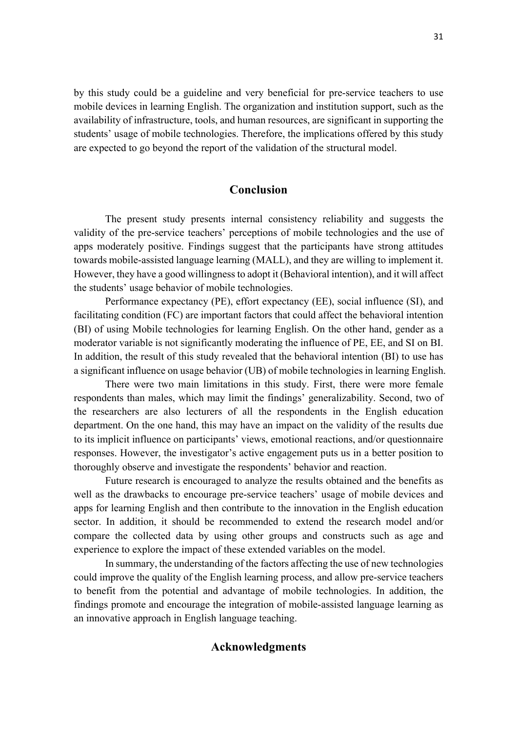by this study could be a guideline and very beneficial for pre-service teachers to use mobile devices in learning English. The organization and institution support, such as the availability of infrastructure, tools, and human resources, are significant in supporting the students' usage of mobile technologies. Therefore, the implications offered by this study are expected to go beyond the report of the validation of the structural model.

## Conclusion

The present study presents internal consistency reliability and suggests the validity of the pre-service teachers' perceptions of mobile technologies and the use of apps moderately positive. Findings suggest that the participants have strong attitudes towards mobile-assisted language learning (MALL), and they are willing to implement it. However, they have a good willingness to adopt it (Behavioral intention), and it will affect the students' usage behavior of mobile technologies.

Performance expectancy (PE), effort expectancy (EE), social influence (SI), and facilitating condition (FC) are important factors that could affect the behavioral intention (BI) of using Mobile technologies for learning English. On the other hand, gender as a moderator variable is not significantly moderating the influence of PE, EE, and SI on BI. In addition, the result of this study revealed that the behavioral intention (BI) to use has a significant influence on usage behavior (UB) of mobile technologies in learning English.

There were two main limitations in this study. First, there were more female respondents than males, which may limit the findings' generalizability. Second, two of the researchers are also lecturers of all the respondents in the English education department. On the one hand, this may have an impact on the validity of the results due to its implicit influence on participants' views, emotional reactions, and/or questionnaire responses. However, the investigator's active engagement puts us in a better position to thoroughly observe and investigate the respondents' behavior and reaction.

Future research is encouraged to analyze the results obtained and the benefits as well as the drawbacks to encourage pre-service teachers' usage of mobile devices and apps for learning English and then contribute to the innovation in the English education sector. In addition, it should be recommended to extend the research model and/or compare the collected data by using other groups and constructs such as age and experience to explore the impact of these extended variables on the model.

In summary, the understanding of the factors affecting the use of new technologies could improve the quality of the English learning process, and allow pre-service teachers to benefit from the potential and advantage of mobile technologies. In addition, the findings promote and encourage the integration of mobile-assisted language learning as an innovative approach in English language teaching.

## Acknowledgments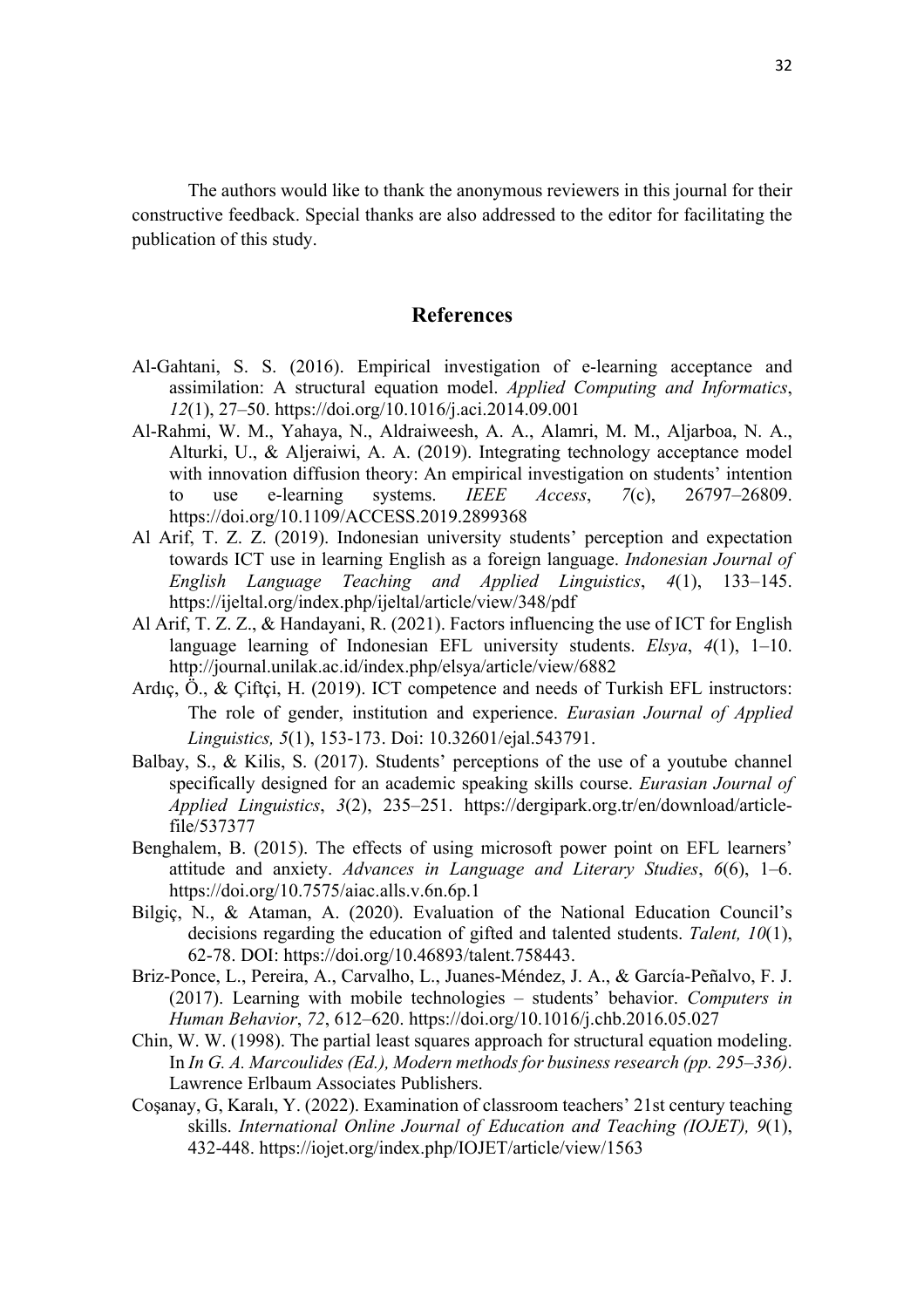The authors would like to thank the anonymous reviewers in this journal for their constructive feedback. Special thanks are also addressed to the editor for facilitating the publication of this study.

## References

Al-Gahtani, S. S. (2016). Empirical investigation of e-learning acceptance and assimilation: A structural equation model. *Applied Computing and Informatics*, *12*(1), 27–50. https://doi.org/10.1016/j.aci.2014.09.001

Al-Rahmi, W. M., Yahaya, N., Aldraiweesh, A. A., Alamri, M. M., Aljarboa, N. A., Alturki, U., & Aljeraiwi, A. A. (2019). Integrating technology acceptance model with innovation diffusion theory: An empirical investigation on students' intention to use e-learning systems. *IEEE Access*, *7*(c), 26797–26809. https://doi.org/10.1109/ACCESS.2019.2899368

Al Arif, T. Z. Z. (2019). Indonesian university students' perception and expectation towards ICT use in learning English as a foreign language. *Indonesian Journal of English Language Teaching and Applied Linguistics*, *4*(1), 133–145. https://ijeltal.org/index.php/ijeltal/article/view/348/pdf

Al Arif, T. Z. Z., & Handayani, R. (2021). Factors influencing the use of ICT for English language learning of Indonesian EFL university students. *Elsya*, *4*(1), 1–10. http://journal.unilak.ac.id/index.php/elsya/article/view/6882

Ardıç, Ö., & Çiftçi, H. (2019). ICT competence and needs of Turkish EFL instructors: The role of gender, institution and experience. *Eurasian Journal of Applied Linguistics, 5*(1), 153-173. Doi: 10.32601/ejal.543791.

Balbay, S., & Kilis, S. (2017). Students' perceptions of the use of a youtube channel specifically designed for an academic speaking skills course. *Eurasian Journal of Applied Linguistics*, *3*(2), 235–251. https://dergipark.org.tr/en/download/article-file/537377

Benghalem, B. (2015). The effects of using microsoft power point on EFL learners' attitude and anxiety. *Advances in Language and Literary Studies*, *6*(6), 1–6. https://doi.org/10.7575/aiac.alls.v.6n.6p.1

Bilgiç, N., & Ataman, A. (2020). Evaluation of the National Education Council's decisions regarding the education of gifted and talented students. *Talent, 10*(1), 62-78. DOI: https://doi.org/10.46893/talent.758443.

Briz-Ponce, L., Pereira, A., Carvalho, L., Juanes-Méndez, J. A., & García-Peñalvo, F. J. (2017). Learning with mobile technologies – students' behavior. *Computers in Human Behavior*, *72*, 612–620. https://doi.org/10.1016/j.chb.2016.05.027

Chin, W. W. (1998). The partial least squares approach for structural equation modeling. In *In G. A. Marcoulides (Ed.), Modern methods for business research (pp. 295–336)*. Lawrence Erlbaum Associates Publishers.

Coşanay, G, Karalı, Y. (2022). Examination of classroom teachers' 21st century teaching skills. *International Online Journal of Education and Teaching (IOJET), 9*(1), 432-448. https://iojet.org/index.php/IOJET/article/view/1563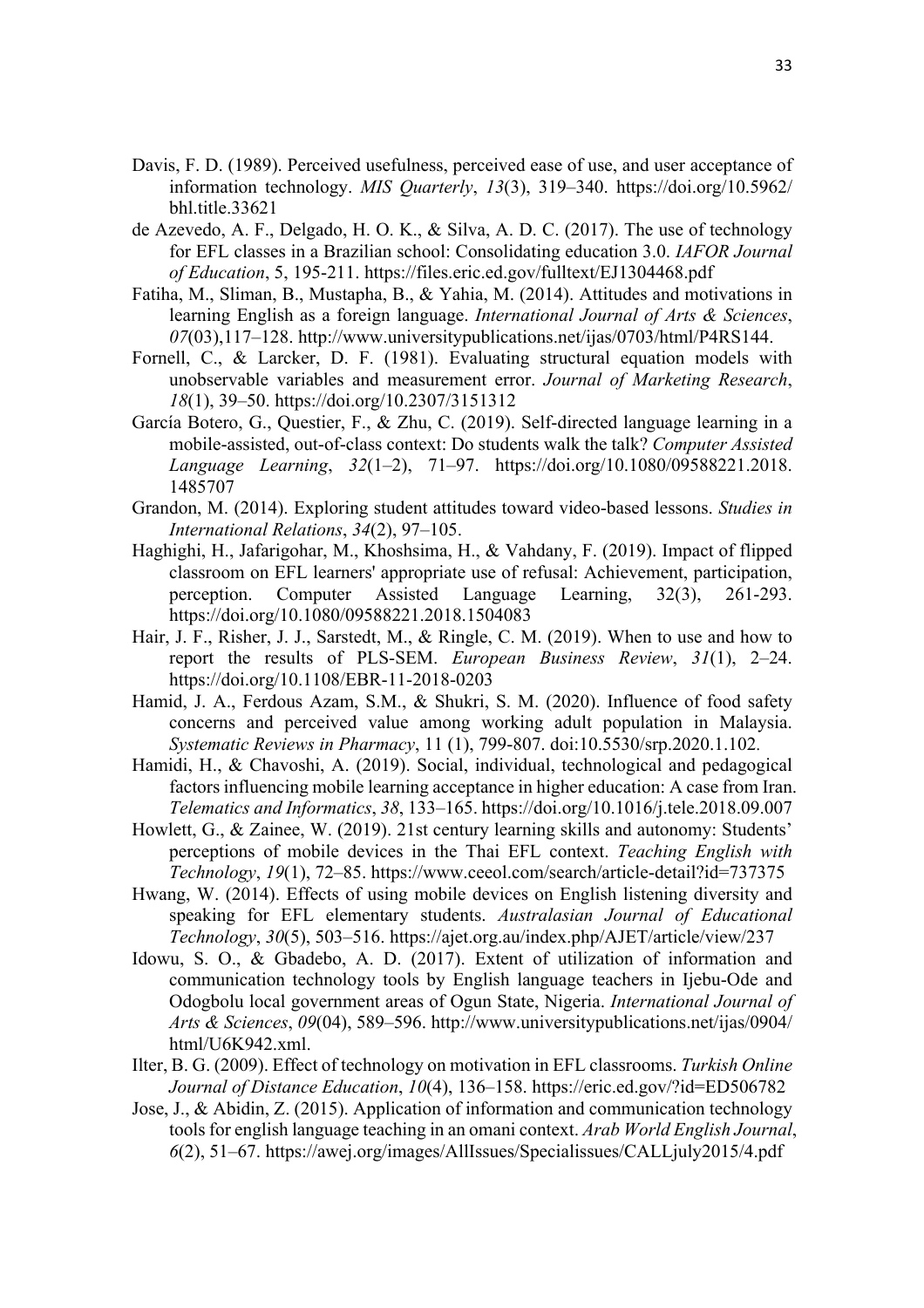Davis, F. D. (1989). Perceived usefulness, perceived ease of use, and user acceptance of information technology. *MIS Quarterly*, *13*(3), 319–340. https://doi.org/10.5962/bhl.title.33621

de Azevedo, A. F., Delgado, H. O. K., & Silva, A. D. C. (2017). The use of technology for EFL classes in a Brazilian school: Consolidating education 3.0. *IAFOR Journal of Education*, 5, 195-211. https://files.eric.ed.gov/fulltext/EJ1304468.pdf

Fatiha, M., Sliman, B., Mustapha, B., & Yahia, M. (2014). Attitudes and motivations in learning English as a foreign language. *International Journal of Arts & Sciences*, *07*(03),117–128. http://www.universitypublications.net/ijas/0703/html/P4RS144.

Fornell, C., & Larcker, D. F. (1981). Evaluating structural equation models with unobservable variables and measurement error. *Journal of Marketing Research*, *18*(1), 39–50. https://doi.org/10.2307/3151312

García Botero, G., Questier, F., & Zhu, C. (2019). Self-directed language learning in a mobile-assisted, out-of-class context: Do students walk the talk? *Computer Assisted Language Learning*, *32*(1–2), 71–97. https://doi.org/10.1080/09588221.2018.1485707

Grandon, M. (2014). Exploring student attitudes toward video-based lessons. *Studies in International Relations*, *34*(2), 97–105.

Haghighi, H., Jafarigohar, M., Khoshsima, H., & Vahdany, F. (2019). Impact of flipped classroom on EFL learners' appropriate use of refusal: Achievement, participation, perception. Computer Assisted Language Learning, 32(3), 261-293. https://doi.org/10.1080/09588221.2018.1504083

Hair, J. F., Risher, J. J., Sarstedt, M., & Ringle, C. M. (2019). When to use and how to report the results of PLS-SEM. *European Business Review*, *31*(1), 2–24. https://doi.org/10.1108/EBR-11-2018-0203

Hamid, J. A., Ferdous Azam, S.M., & Shukri, S. M. (2020). Influence of food safety concerns and perceived value among working adult population in Malaysia. *Systematic Reviews in Pharmacy*, 11 (1), 799-807. doi:10.5530/srp.2020.1.102.

Hamidi, H., & Chavoshi, A. (2019). Social, individual, technological and pedagogical factors influencing mobile learning acceptance in higher education: A case from Iran. *Telematics and Informatics*, *38*, 133–165. https://doi.org/10.1016/j.tele.2018.09.007

Howlett, G., & Zainee, W. (2019). 21st century learning skills and autonomy: Students' perceptions of mobile devices in the Thai EFL context. *Teaching English with Technology*, *19*(1), 72–85. https://www.ceeol.com/search/article-detail?id=737375

Hwang, W. (2014). Effects of using mobile devices on English listening diversity and speaking for EFL elementary students. *Australasian Journal of Educational Technology*, *30*(5), 503–516. https://ajet.org.au/index.php/AJET/article/view/237

Idowu, S. O., & Gbadebo, A. D. (2017). Extent of utilization of information and communication technology tools by English language teachers in Ijebu-Ode and Odogbolu local government areas of Ogun State, Nigeria. *International Journal of Arts & Sciences*, *09*(04), 589–596. http://www.universitypublications.net/ijas/0904/html/U6K942.xml.

Ilter, B. G. (2009). Effect of technology on motivation in EFL classrooms. *Turkish Online Journal of Distance Education*, *10*(4), 136–158. https://eric.ed.gov/?id=ED506782

Jose, J., & Abidin, Z. (2015). Application of information and communication technology tools for english language teaching in an omani context. *Arab World English Journal*, *6*(2), 51–67. https://awej.org/images/AllIssues/Specialissues/CALLjuly2015/4.pdf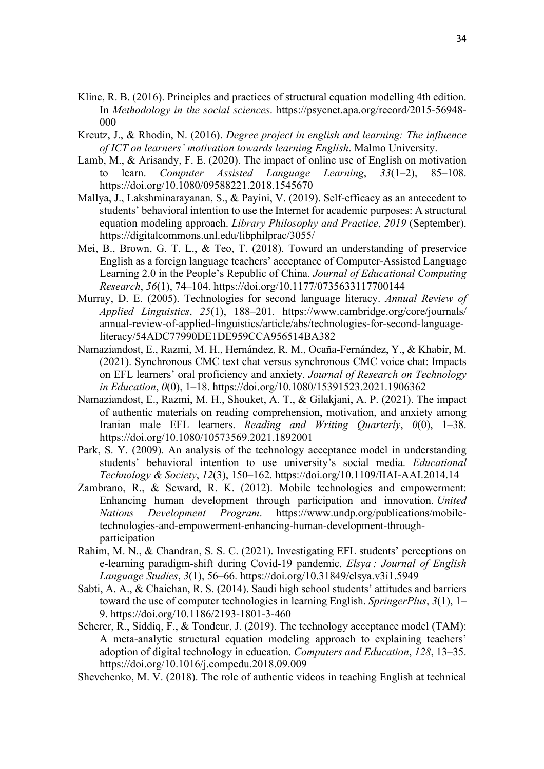Kline, R. B. (2016). Principles and practices of structural equation modelling 4th edition. In *Methodology in the social sciences*. https://psycnet.apa.org/record/2015-56948-000

Kreutz, J., & Rhodin, N. (2016). *Degree project in english and learning: The influence of ICT on learners' motivation towards learning English*. Malmo University.

Lamb, M., & Arisandy, F. E. (2020). The impact of online use of English on motivation to learn. *Computer Assisted Language Learning*, *33*(1–2), 85–108. https://doi.org/10.1080/09588221.2018.1545670

Mallya, J., Lakshminarayanan, S., & Payini, V. (2019). Self-efficacy as an antecedent to students' behavioral intention to use the Internet for academic purposes: A structural equation modeling approach. *Library Philosophy and Practice*, *2019* (September). https://digitalcommons.unl.edu/libphilprac/3055/

Mei, B., Brown, G. T. L., & Teo, T. (2018). Toward an understanding of preservice English as a foreign language teachers' acceptance of Computer-Assisted Language Learning 2.0 in the People's Republic of China. *Journal of Educational Computing Research*, *56*(1), 74–104. https://doi.org/10.1177/0735633117700144

Murray, D. E. (2005). Technologies for second language literacy. *Annual Review of Applied Linguistics*, *25*(1), 188–201. https://www.cambridge.org/core/journals/annual-review-of-applied-linguistics/article/abs/technologies-for-second-language-literacy/54ADC77990DE1DE959CCA956514BA382

Namaziandost, E., Razmi, M. H., Hernández, R. M., Ocaña-Fernández, Y., & Khabir, M. (2021). Synchronous CMC text chat versus synchronous CMC voice chat: Impacts on EFL learners' oral proficiency and anxiety. *Journal of Research on Technology in Education*, *0*(0), 1–18. https://doi.org/10.1080/15391523.2021.1906362

Namaziandost, E., Razmi, M. H., Shouket, A. T., & Gilakjani, A. P. (2021). The impact of authentic materials on reading comprehension, motivation, and anxiety among Iranian male EFL learners. *Reading and Writing Quarterly*, *0*(0), 1–38. https://doi.org/10.1080/10573569.2021.1892001

Park, S. Y. (2009). An analysis of the technology acceptance model in understanding students' behavioral intention to use university's social media. *Educational Technology & Society*, *12*(3), 150–162. https://doi.org/10.1109/IIAI-AAI.2014.14

Zambrano, R., & Seward, R. K. (2012). Mobile technologies and empowerment: Enhancing human development through participation and innovation. *United Nations Development Program*. https://www.undp.org/publications/mobile-technologies-and-empowerment-enhancing-human-development-through-participation

Rahim, M. N., & Chandran, S. S. C. (2021). Investigating EFL students' perceptions on e-learning paradigm-shift during Covid-19 pandemic. *Elsya : Journal of English Language Studies*, *3*(1), 56–66. https://doi.org/10.31849/elsya.v3i1.5949

Sabti, A. A., & Chaichan, R. S. (2014). Saudi high school students' attitudes and barriers toward the use of computer technologies in learning English. *SpringerPlus*, *3*(1), 1–9. https://doi.org/10.1186/2193-1801-3-460

Scherer, R., Siddiq, F., & Tondeur, J. (2019). The technology acceptance model (TAM): A meta-analytic structural equation modeling approach to explaining teachers' adoption of digital technology in education. *Computers and Education*, *128*, 13–35. https://doi.org/10.1016/j.compedu.2018.09.009

Shevchenko, M. V. (2018). The role of authentic videos in teaching English at technical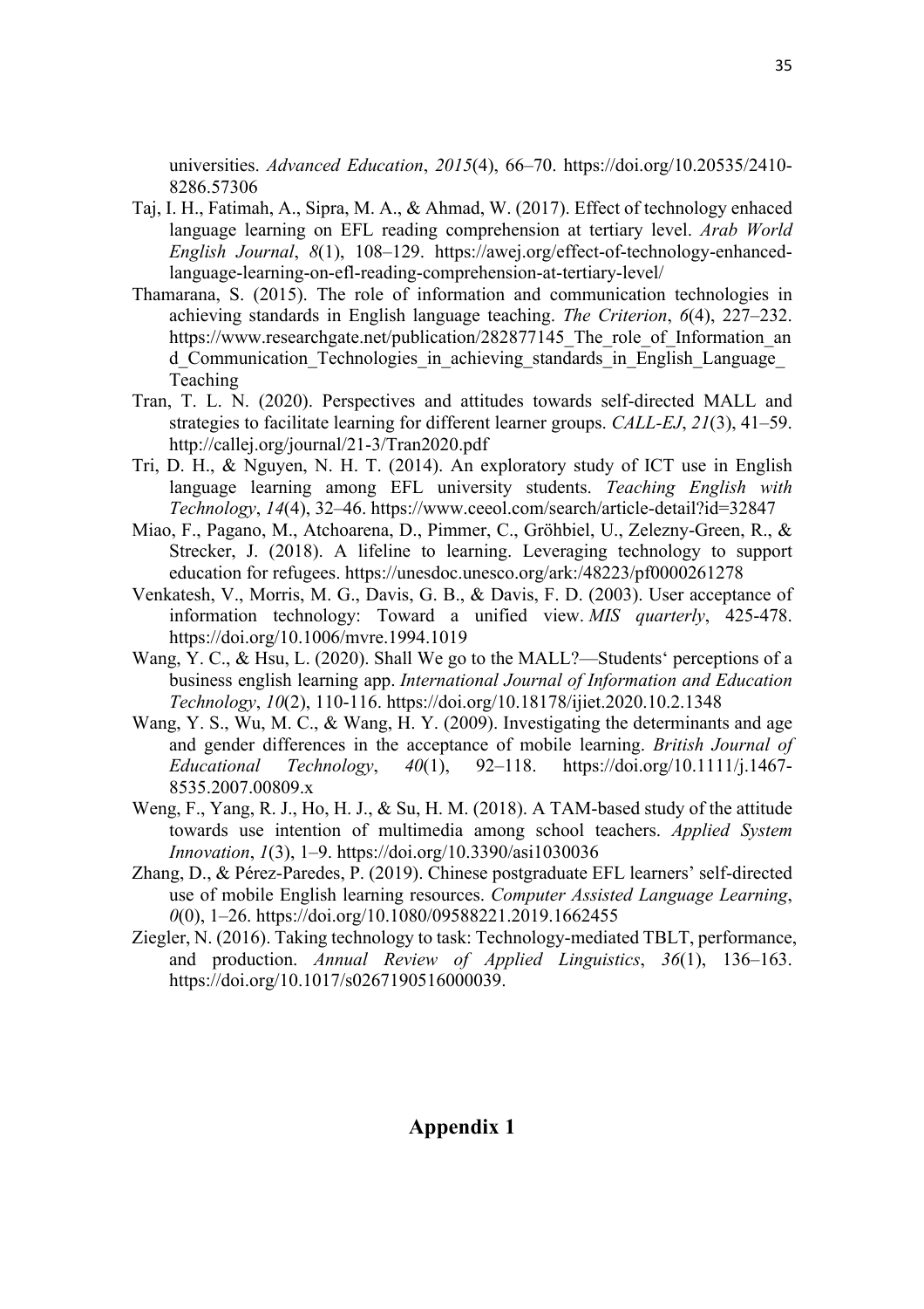universities. *Advanced Education*, *2015*(4), 66–70. https://doi.org/10.20535/2410-8286.57306

Taj, I. H., Fatimah, A., Sipra, M. A., & Ahmad, W. (2017). Effect of technology enhaced language learning on EFL reading comprehension at tertiary level. *Arab World English Journal*, *8*(1), 108–129. https://awej.org/effect-of-technology-enhanced-language-learning-on-efl-reading-comprehension-at-tertiary-level/

Thamarana, S. (2015). The role of information and communication technologies in achieving standards in English language teaching. *The Criterion*, *6*(4), 227–232. https://www.researchgate.net/publication/282877145_The_role_of_Information_and_Communication_Technologies_in_achieving_standards_in_English_Language_Teaching

Tran, T. L. N. (2020). Perspectives and attitudes towards self-directed MALL and strategies to facilitate learning for different learner groups. *CALL-EJ*, *21*(3), 41–59. http://callej.org/journal/21-3/Tran2020.pdf

Tri, D. H., & Nguyen, N. H. T. (2014). An exploratory study of ICT use in English language learning among EFL university students. *Teaching English with Technology*, *14*(4), 32–46. https://www.ceeol.com/search/article-detail?id=32847

Miao, F., Pagano, M., Atchoarena, D., Pimmer, C., Gröhbiel, U., Zelezny-Green, R., & Strecker, J. (2018). A lifeline to learning. Leveraging technology to support education for refugees. https://unesdoc.unesco.org/ark:/48223/pf0000261278

Venkatesh, V., Morris, M. G., Davis, G. B., & Davis, F. D. (2003). User acceptance of information technology: Toward a unified view. *MIS quarterly*, 425-478. https://doi.org/10.1006/mvre.1994.1019

Wang, Y. C., & Hsu, L. (2020). Shall We go to the MALL?—Students' perceptions of a business english learning app. *International Journal of Information and Education Technology*, *10*(2), 110-116. https://doi.org/10.18178/ijiet.2020.10.2.1348

Wang, Y. S., Wu, M. C., & Wang, H. Y. (2009). Investigating the determinants and age and gender differences in the acceptance of mobile learning. *British Journal of Educational Technology*, *40*(1), 92–118. https://doi.org/10.1111/j.1467-8535.2007.00809.x

Weng, F., Yang, R. J., Ho, H. J., & Su, H. M. (2018). A TAM-based study of the attitude towards use intention of multimedia among school teachers. *Applied System Innovation*, *1*(3), 1–9. https://doi.org/10.3390/asi1030036

Zhang, D., & Pérez-Paredes, P. (2019). Chinese postgraduate EFL learners' self-directed use of mobile English learning resources. *Computer Assisted Language Learning*, *0*(0), 1–26. https://doi.org/10.1080/09588221.2019.1662455

Ziegler, N. (2016). Taking technology to task: Technology-mediated TBLT, performance, and production. *Annual Review of Applied Linguistics*, *36*(1), 136–163. https://doi.org/10.1017/s0267190516000039.

## Appendix 1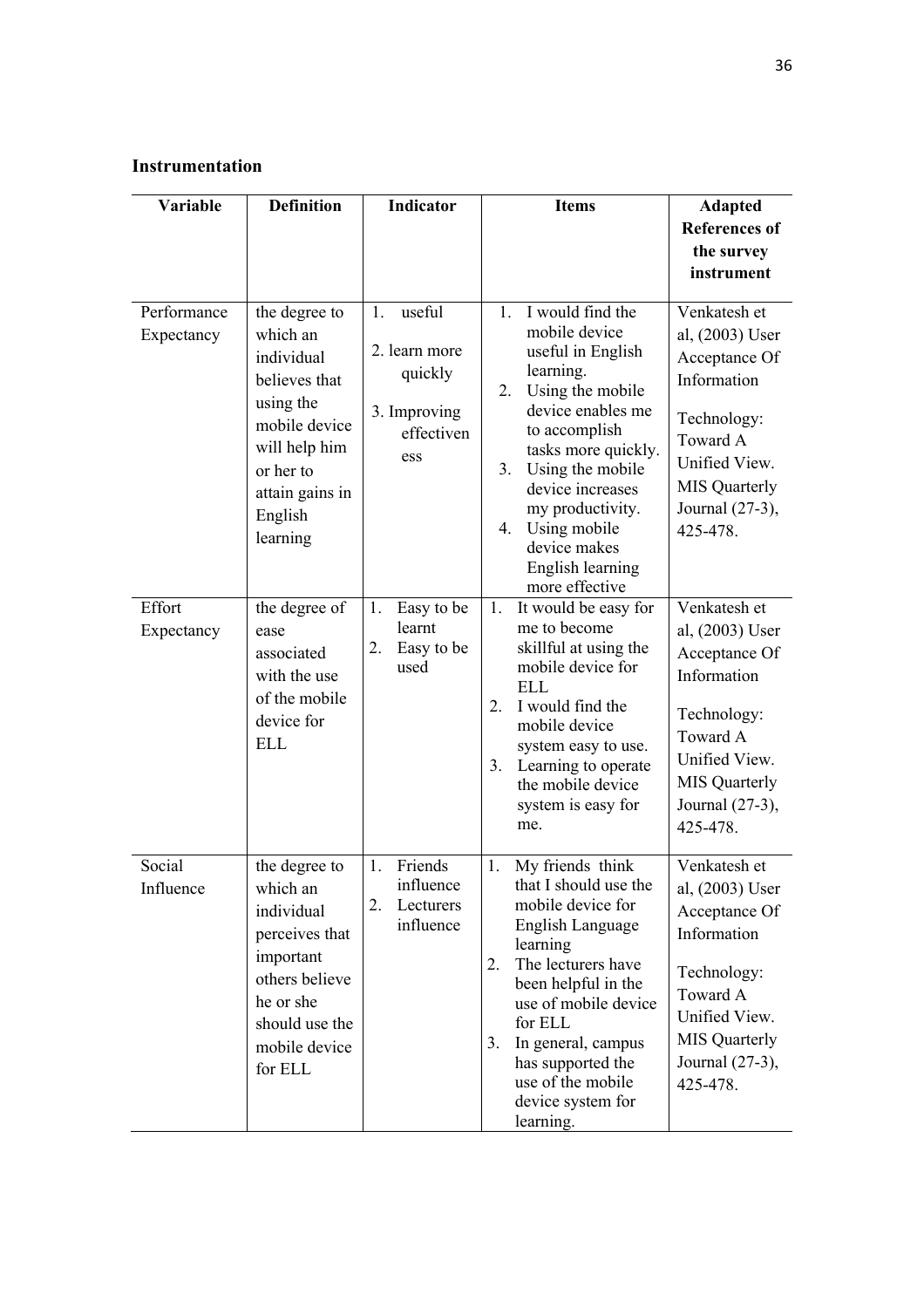**Instrumentation**

| Variable | Definition | Indicator | Items | Adapted References of the survey instrument |
|---|---|---|---|---|
| Performance Expectancy | the degree to which an individual believes that using the mobile device will help him or her to attain gains in English learning | 1. useful<br>2. learn more quickly<br>3. Improving effectiveness | 1. I would find the mobile device useful in English learning.<br>2. Using the mobile device enables me to accomplish tasks more quickly.<br>3. Using the mobile device increases my productivity.<br>4. Using mobile device makes English learning more effective | Venkatesh et al, (2003) User Acceptance Of Information Technology: Toward A Unified View. MIS Quarterly Journal (27-3), 425-478. |
| Effort Expectancy | the degree of ease associated with the use of the mobile device for ELL | 1. Easy to be learnt<br>2. Easy to be used | 1. It would be easy for me to become skillful at using the mobile device for ELL<br>2. I would find the mobile device system easy to use.<br>3. Learning to operate the mobile device system is easy for me. | Venkatesh et al, (2003) User Acceptance Of Information Technology: Toward A Unified View. MIS Quarterly Journal (27-3), 425-478. |
| Social Influence | the degree to which an individual perceives that important others believe he or she should use the mobile device for ELL | 1. Friends influence<br>2. Lecturers influence | 1. My friends think that I should use the mobile device for English Language learning<br>2. The lecturers have been helpful in the use of mobile device for ELL<br>3. In general, campus has supported the use of the mobile device system for learning. | Venkatesh et al, (2003) User Acceptance Of Information Technology: Toward A Unified View. MIS Quarterly Journal (27-3), 425-478. |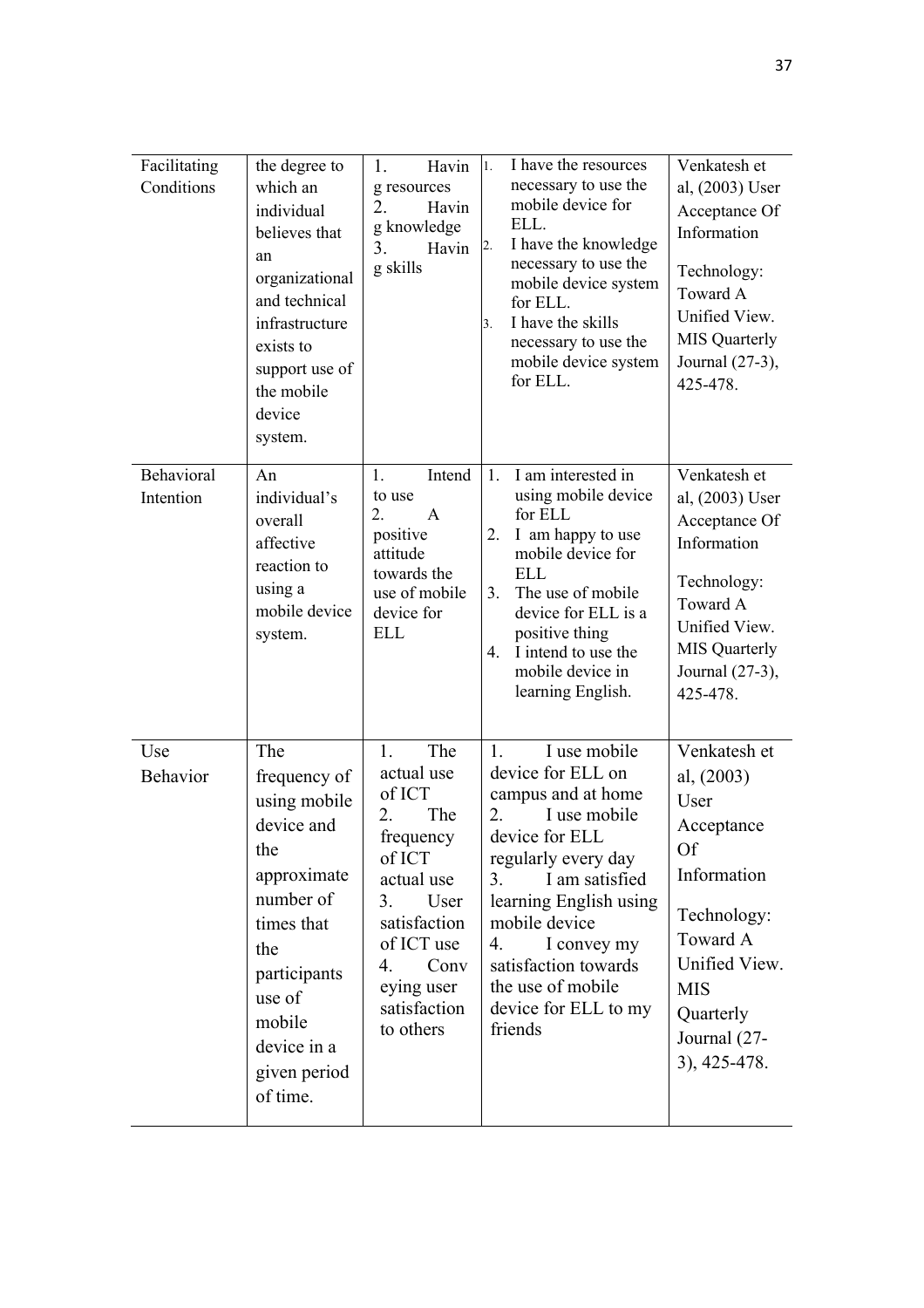| | | | | |
|---|---|---|---|---|
| Facilitating Conditions | the degree to which an individual believes that an organizational and technical infrastructure exists to support use of the mobile device system. | 1. Having resources 2. Having knowledge 3. Having skills | 1. I have the resources necessary to use the mobile device for ELL. 2. I have the knowledge necessary to use the mobile device system for ELL. 3. I have the skills necessary to use the mobile device system for ELL. | Venkatesh et al, (2003) User Acceptance Of Information Technology: Toward A Unified View. MIS Quarterly Journal (27-3), 425-478. |
| Behavioral Intention | An individual's overall affective reaction to using a mobile device system. | 1. Intend to use 2. A positive attitude towards the use of mobile device for ELL | 1. I am interested in using mobile device for ELL 2. I am happy to use mobile device for ELL 3. The use of mobile device for ELL is a positive thing 4. I intend to use the mobile device in learning English. | Venkatesh et al, (2003) User Acceptance Of Information Technology: Toward A Unified View. MIS Quarterly Journal (27-3), 425-478. |
| Use Behavior | The frequency of using mobile device and the approximate number of times that the participants use of mobile device in a given period of time. | 1. The actual use of ICT 2. The frequency of ICT actual use 3. User satisfaction of ICT use 4. Conveying user satisfaction to others | 1. I use mobile device for ELL on campus and at home 2. I use mobile device for ELL regularly every day 3. I am satisfied learning English using mobile device 4. I convey my satisfaction towards the use of mobile device for ELL to my friends | Venkatesh et al, (2003) User Acceptance Of Information Technology: Toward A Unified View. MIS Quarterly Journal (27-3), 425-478. |